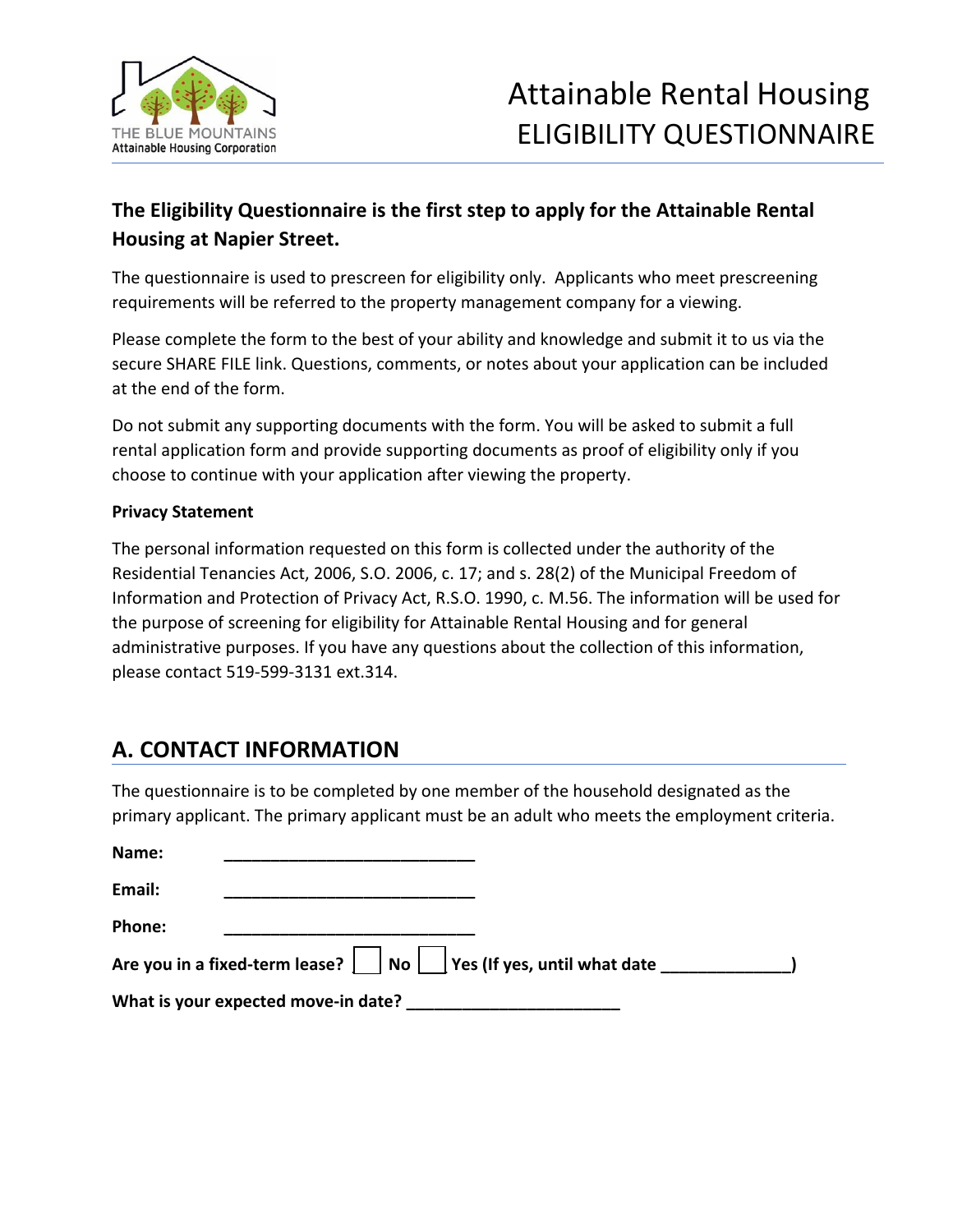THE BLUE MOUNTAINS
Attainable Housing Corporation

# Attainable Rental Housing ELIGIBILITY QUESTIONNAIRE

**The Eligibility Questionnaire is the first step to apply for the Attainable Rental Housing at Napier Street.**

The questionnaire is used to prescreen for eligibility only. Applicants who meet prescreening requirements will be referred to the property management company for a viewing.

Please complete the form to the best of your ability and knowledge and submit it to us via the secure SHARE FILE link. Questions, comments, or notes about your application can be included at the end of the form.

Do not submit any supporting documents with the form. You will be asked to submit a full rental application form and provide supporting documents as proof of eligibility only if you choose to continue with your application after viewing the property.

**Privacy Statement**

The personal information requested on this form is collected under the authority of the Residential Tenancies Act, 2006, S.O. 2006, c. 17; and s. 28(2) of the Municipal Freedom of Information and Protection of Privacy Act, R.S.O. 1990, c. M.56. The information will be used for the purpose of screening for eligibility for Attainable Rental Housing and for general administrative purposes. If you have any questions about the collection of this information, please contact 519-599-3131 ext.314.

## A. CONTACT INFORMATION

The questionnaire is to be completed by one member of the household designated as the primary applicant. The primary applicant must be an adult who meets the employment criteria.

**Name:** ____________________________

**Email:** ____________________________

**Phone:** ____________________________

**Are you in a fixed-term lease?** ☐ **No** ☐ **Yes (If yes, until what date ______________)**

**What is your expected move-in date?** ________________________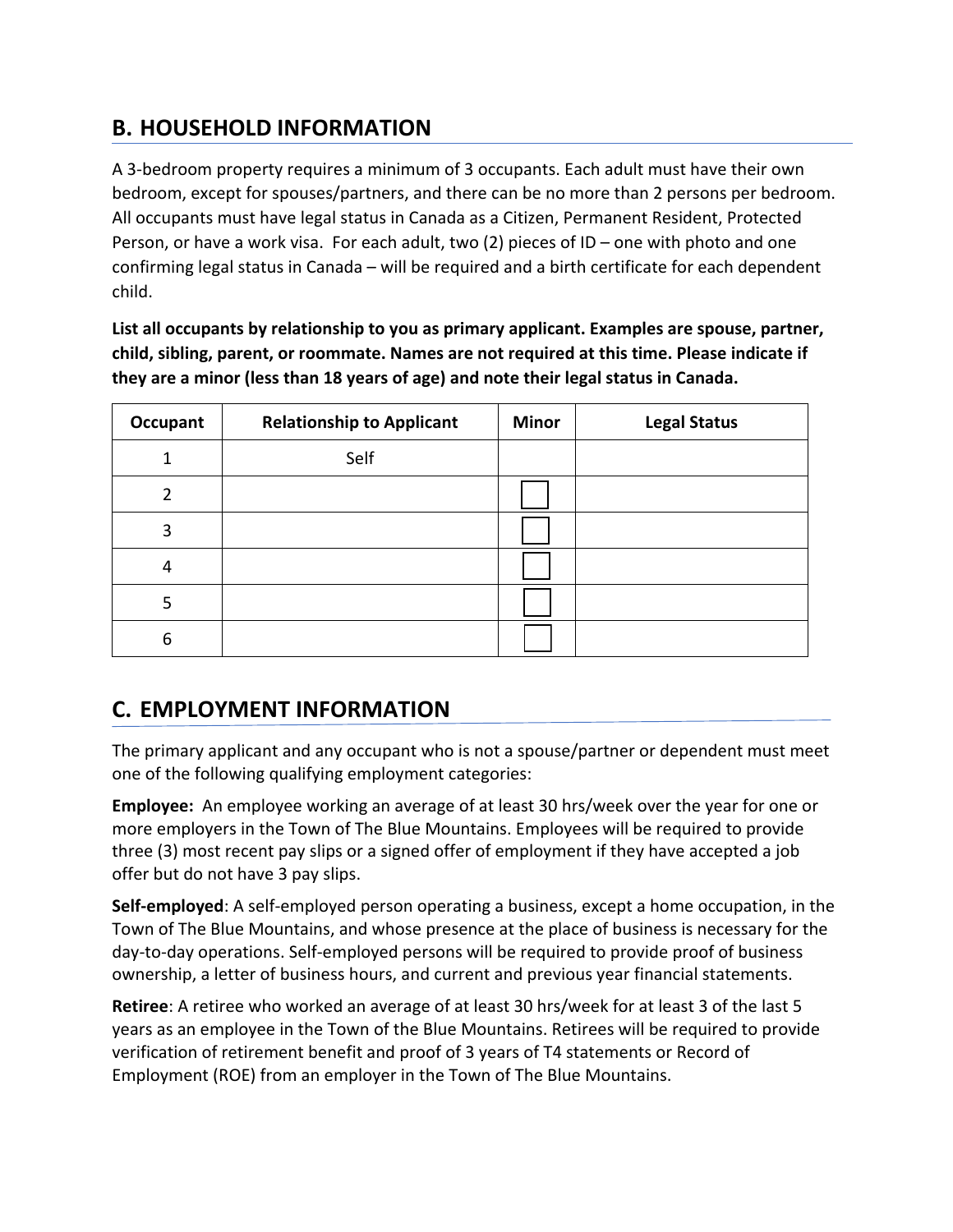## B. HOUSEHOLD INFORMATION

A 3-bedroom property requires a minimum of 3 occupants. Each adult must have their own bedroom, except for spouses/partners, and there can be no more than 2 persons per bedroom. All occupants must have legal status in Canada as a Citizen, Permanent Resident, Protected Person, or have a work visa. For each adult, two (2) pieces of ID – one with photo and one confirming legal status in Canada – will be required and a birth certificate for each dependent child.

**List all occupants by relationship to you as primary applicant. Examples are spouse, partner, child, sibling, parent, or roommate. Names are not required at this time. Please indicate if they are a minor (less than 18 years of age) and note their legal status in Canada.**

| Occupant | Relationship to Applicant | Minor | Legal Status |
|---|---|---|---|
| 1 | Self | | |
| 2 | | ☐ | |
| 3 | | ☐ | |
| 4 | | ☐ | |
| 5 | | ☐ | |
| 6 | | ☐ | |

## C. EMPLOYMENT INFORMATION

The primary applicant and any occupant who is not a spouse/partner or dependent must meet one of the following qualifying employment categories:

**Employee:** An employee working an average of at least 30 hrs/week over the year for one or more employers in the Town of The Blue Mountains. Employees will be required to provide three (3) most recent pay slips or a signed offer of employment if they have accepted a job offer but do not have 3 pay slips.

**Self-employed**: A self-employed person operating a business, except a home occupation, in the Town of The Blue Mountains, and whose presence at the place of business is necessary for the day-to-day operations. Self-employed persons will be required to provide proof of business ownership, a letter of business hours, and current and previous year financial statements.

**Retiree**: A retiree who worked an average of at least 30 hrs/week for at least 3 of the last 5 years as an employee in the Town of the Blue Mountains. Retirees will be required to provide verification of retirement benefit and proof of 3 years of T4 statements or Record of Employment (ROE) from an employer in the Town of The Blue Mountains.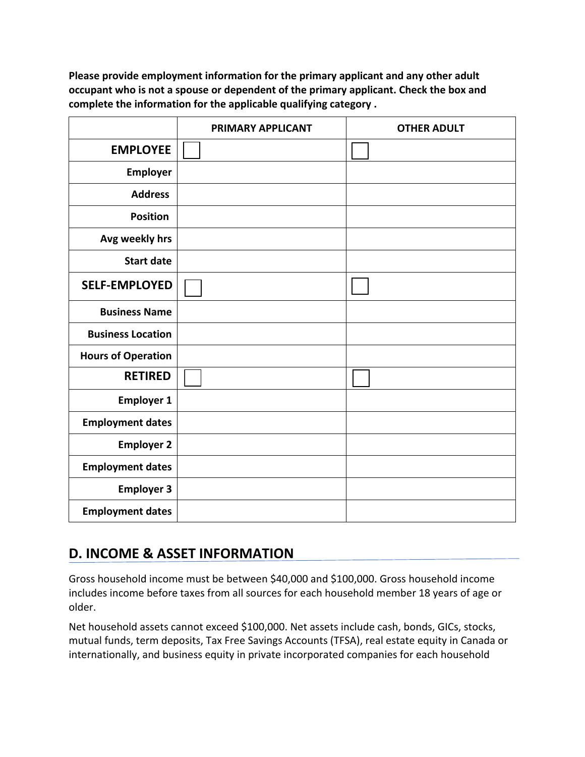**Please provide employment information for the primary applicant and any other adult occupant who is not a spouse or dependent of the primary applicant. Check the box and complete the information for the applicable qualifying category .**

| | PRIMARY APPLICANT | OTHER ADULT |
|---|---|---|
| **EMPLOYEE** | ☐ | ☐ |
| **Employer** | | |
| **Address** | | |
| **Position** | | |
| **Avg weekly hrs** | | |
| **Start date** | | |
| **SELF-EMPLOYED** | ☐ | ☐ |
| **Business Name** | | |
| **Business Location** | | |
| **Hours of Operation** | | |
| **RETIRED** | ☐ | ☐ |
| **Employer 1** | | |
| **Employment dates** | | |
| **Employer 2** | | |
| **Employment dates** | | |
| **Employer 3** | | |
| **Employment dates** | | |

## D. INCOME & ASSET INFORMATION

Gross household income must be between $40,000 and $100,000. Gross household income includes income before taxes from all sources for each household member 18 years of age or older.

Net household assets cannot exceed $100,000. Net assets include cash, bonds, GICs, stocks, mutual funds, term deposits, Tax Free Savings Accounts (TFSA), real estate equity in Canada or internationally, and business equity in private incorporated companies for each household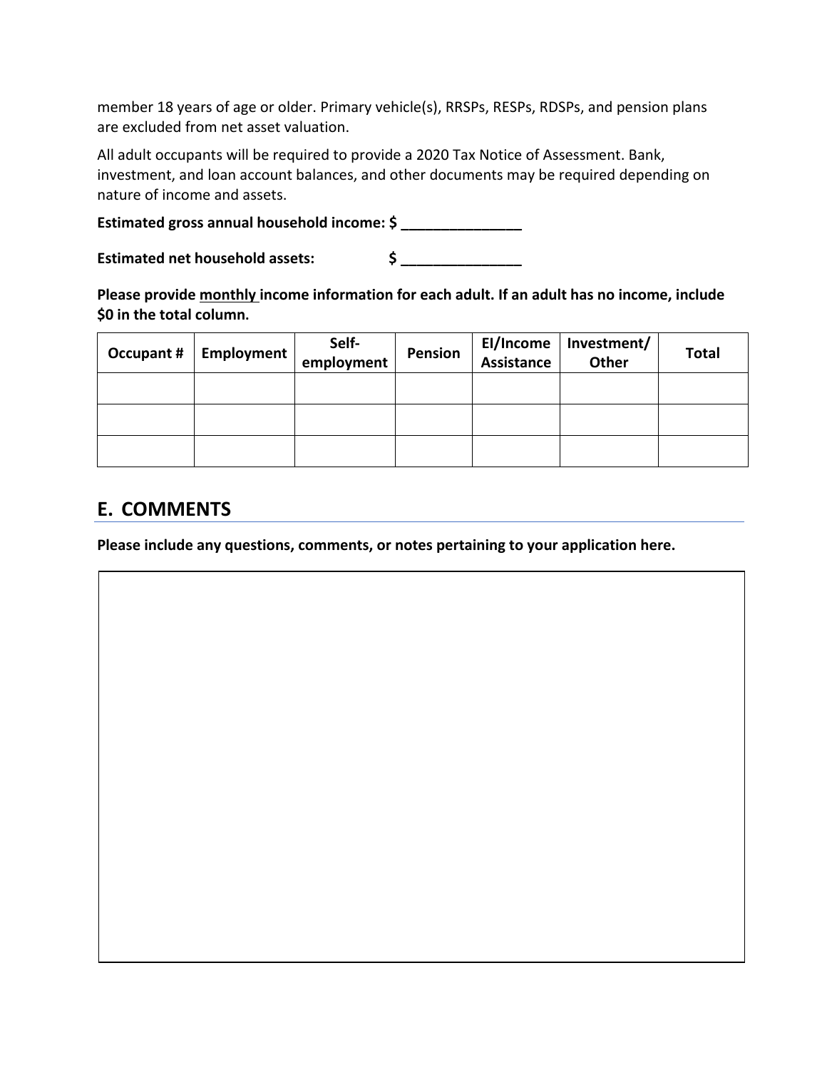member 18 years of age or older. Primary vehicle(s), RRSPs, RESPs, RDSPs, and pension plans are excluded from net asset valuation.

All adult occupants will be required to provide a 2020 Tax Notice of Assessment. Bank, investment, and loan account balances, and other documents may be required depending on nature of income and assets.

**Estimated gross annual household income: $ _______________**

**Estimated net household assets: $ _______________**

**Please provide monthly income information for each adult. If an adult has no income, include $0 in the total column.**

| Occupant # | Employment | Self-employment | Pension | EI/Income Assistance | Investment/ Other | Total |
|---|---|---|---|---|---|---|
| | | | | | | |
| | | | | | | |
| | | | | | | |

## E. COMMENTS

**Please include any questions, comments, or notes pertaining to your application here.**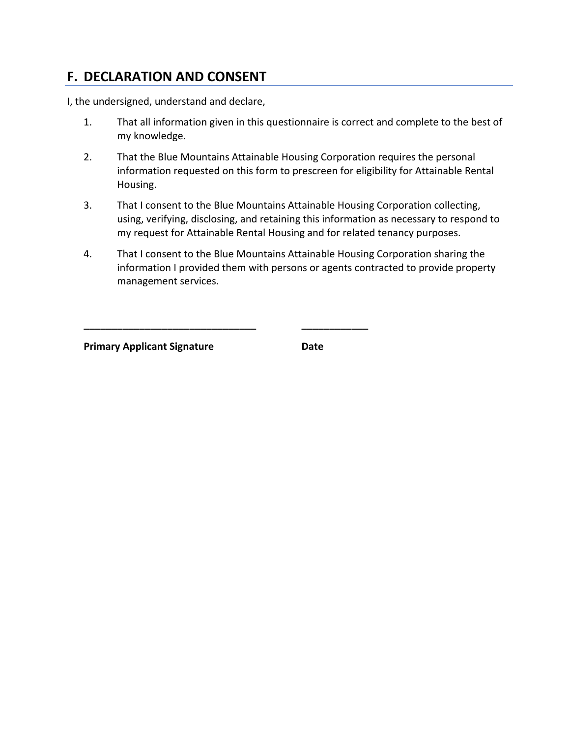## F. DECLARATION AND CONSENT

I, the undersigned, understand and declare,

1. That all information given in this questionnaire is correct and complete to the best of my knowledge.
2. That the Blue Mountains Attainable Housing Corporation requires the personal information requested on this form to prescreen for eligibility for Attainable Rental Housing.
3. That I consent to the Blue Mountains Attainable Housing Corporation collecting, using, verifying, disclosing, and retaining this information as necessary to respond to my request for Attainable Rental Housing and for related tenancy purposes.
4. That I consent to the Blue Mountains Attainable Housing Corporation sharing the information I provided them with persons or agents contracted to provide property management services.

______________________________ ____________

**Primary Applicant Signature** **Date**